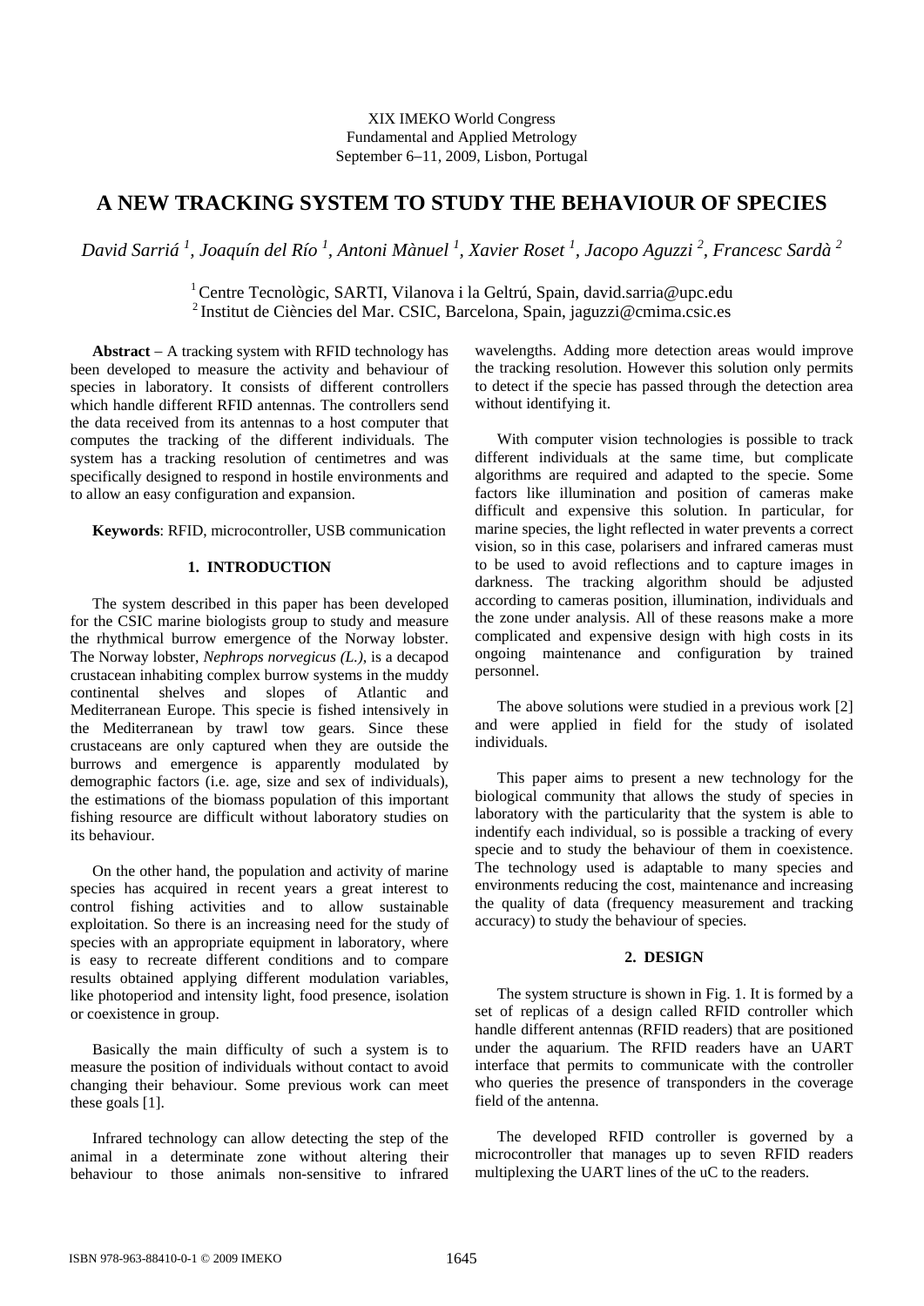XIX IMEKO World Congress
Fundamental and Applied Metrology
September 6–11, 2009, Lisbon, Portugal

# A NEW TRACKING SYSTEM TO STUDY THE BEHAVIOUR OF SPECIES

*David Sarriá [1], Joaquín del Río [1], Antoni Mànuel [1], Xavier Roset [1], Jacopo Aguzzi [2], Francesc Sardà [2]*

[1] Centre Tecnològic, SARTI, Vilanova i la Geltrú, Spain, david.sarria@upc.edu
[2] Institut de Ciències del Mar. CSIC, Barcelona, Spain, jaguzzi@cmima.csic.es

**Abstract** – A tracking system with RFID technology has been developed to measure the activity and behaviour of species in laboratory. It consists of different controllers which handle different RFID antennas. The controllers send the data received from its antennas to a host computer that computes the tracking of the different individuals. The system has a tracking resolution of centimetres and was specifically designed to respond in hostile environments and to allow an easy configuration and expansion.

**Keywords**: RFID, microcontroller, USB communication

## 1. INTRODUCTION

The system described in this paper has been developed for the CSIC marine biologists group to study and measure the rhythmical burrow emergence of the Norway lobster. The Norway lobster, *Nephrops norvegicus (L.)*, is a decapod crustacean inhabiting complex burrow systems in the muddy continental shelves and slopes of Atlantic and Mediterranean Europe. This specie is fished intensively in the Mediterranean by trawl tow gears. Since these crustaceans are only captured when they are outside the burrows and emergence is apparently modulated by demographic factors (i.e. age, size and sex of individuals), the estimations of the biomass population of this important fishing resource are difficult without laboratory studies on its behaviour.

On the other hand, the population and activity of marine species has acquired in recent years a great interest to control fishing activities and to allow sustainable exploitation. So there is an increasing need for the study of species with an appropriate equipment in laboratory, where is easy to recreate different conditions and to compare results obtained applying different modulation variables, like photoperiod and intensity light, food presence, isolation or coexistence in group.

Basically the main difficulty of such a system is to measure the position of individuals without contact to avoid changing their behaviour. Some previous work can meet these goals [1].

Infrared technology can allow detecting the step of the animal in a determinate zone without altering their behaviour to those animals non-sensitive to infrared wavelengths. Adding more detection areas would improve the tracking resolution. However this solution only permits to detect if the specie has passed through the detection area without identifying it.

With computer vision technologies is possible to track different individuals at the same time, but complicate algorithms are required and adapted to the specie. Some factors like illumination and position of cameras make difficult and expensive this solution. In particular, for marine species, the light reflected in water prevents a correct vision, so in this case, polarisers and infrared cameras must to be used to avoid reflections and to capture images in darkness. The tracking algorithm should be adjusted according to cameras position, illumination, individuals and the zone under analysis. All of these reasons make a more complicated and expensive design with high costs in its ongoing maintenance and configuration by trained personnel.

The above solutions were studied in a previous work [2] and were applied in field for the study of isolated individuals.

This paper aims to present a new technology for the biological community that allows the study of species in laboratory with the particularity that the system is able to indentify each individual, so is possible a tracking of every specie and to study the behaviour of them in coexistence. The technology used is adaptable to many species and environments reducing the cost, maintenance and increasing the quality of data (frequency measurement and tracking accuracy) to study the behaviour of species.

## 2. DESIGN

The system structure is shown in Fig. 1. It is formed by a set of replicas of a design called RFID controller which handle different antennas (RFID readers) that are positioned under the aquarium. The RFID readers have an UART interface that permits to communicate with the controller who queries the presence of transponders in the coverage field of the antenna.

The developed RFID controller is governed by a microcontroller that manages up to seven RFID readers multiplexing the UART lines of the uC to the readers.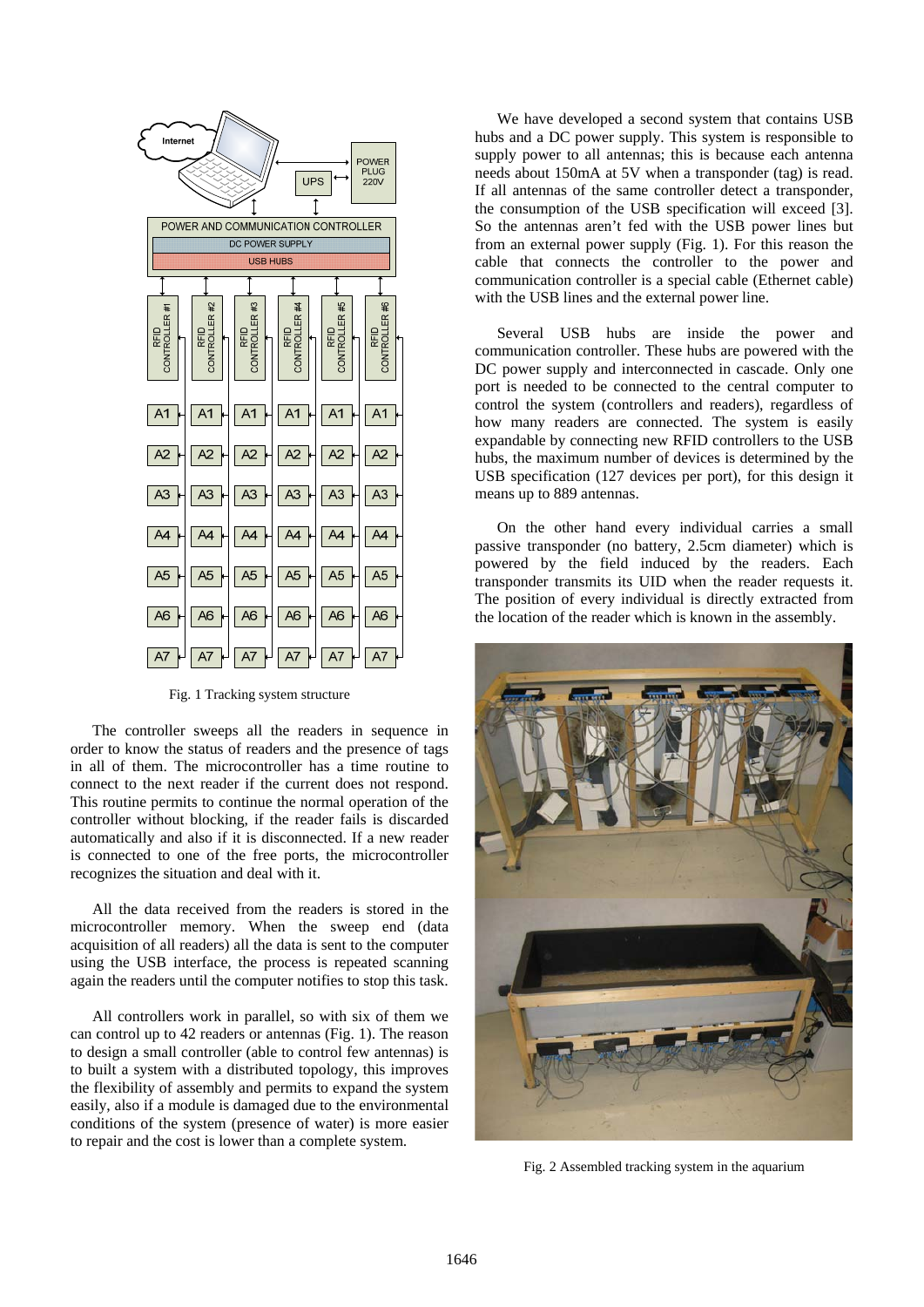Fig. 1 Tracking system structure

The controller sweeps all the readers in sequence in order to know the status of readers and the presence of tags in all of them. The microcontroller has a time routine to connect to the next reader if the current does not respond. This routine permits to continue the normal operation of the controller without blocking, if the reader fails is discarded automatically and also if it is disconnected. If a new reader is connected to one of the free ports, the microcontroller recognizes the situation and deal with it.

All the data received from the readers is stored in the microcontroller memory. When the sweep end (data acquisition of all readers) all the data is sent to the computer using the USB interface, the process is repeated scanning again the readers until the computer notifies to stop this task.

All controllers work in parallel, so with six of them we can control up to 42 readers or antennas (Fig. 1). The reason to design a small controller (able to control few antennas) is to built a system with a distributed topology, this improves the flexibility of assembly and permits to expand the system easily, also if a module is damaged due to the environmental conditions of the system (presence of water) is more easier to repair and the cost is lower than a complete system.

We have developed a second system that contains USB hubs and a DC power supply. This system is responsible to supply power to all antennas; this is because each antenna needs about 150mA at 5V when a transponder (tag) is read. If all antennas of the same controller detect a transponder, the consumption of the USB specification will exceed [3]. So the antennas aren't fed with the USB power lines but from an external power supply (Fig. 1). For this reason the cable that connects the controller to the power and communication controller is a special cable (Ethernet cable) with the USB lines and the external power line.

Several USB hubs are inside the power and communication controller. These hubs are powered with the DC power supply and interconnected in cascade. Only one port is needed to be connected to the central computer to control the system (controllers and readers), regardless of how many readers are connected. The system is easily expandable by connecting new RFID controllers to the USB hubs, the maximum number of devices is determined by the USB specification (127 devices per port), for this design it means up to 889 antennas.

On the other hand every individual carries a small passive transponder (no battery, 2.5cm diameter) which is powered by the field induced by the readers. Each transponder transmits its UID when the reader requests it. The position of every individual is directly extracted from the location of the reader which is known in the assembly.

Fig. 2 Assembled tracking system in the aquarium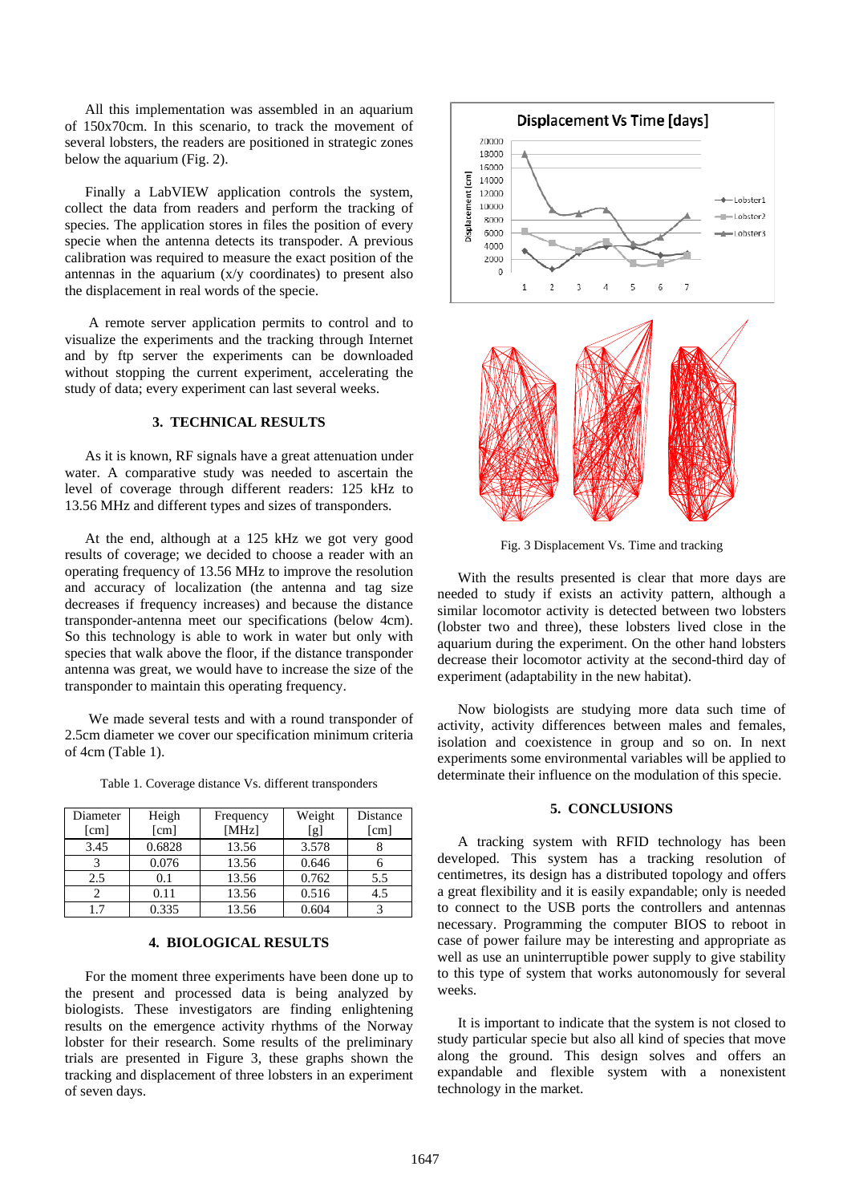All this implementation was assembled in an aquarium of 150x70cm. In this scenario, to track the movement of several lobsters, the readers are positioned in strategic zones below the aquarium (Fig. 2).

Finally a LabVIEW application controls the system, collect the data from readers and perform the tracking of species. The application stores in files the position of every specie when the antenna detects its transponder. A previous calibration was required to measure the exact position of the antennas in the aquarium (x/y coordinates) to present also the displacement in real words of the specie.

A remote server application permits to control and to visualize the experiments and the tracking through Internet and by ftp server the experiments can be downloaded without stopping the current experiment, accelerating the study of data; every experiment can last several weeks.

## 3. TECHNICAL RESULTS

As it is known, RF signals have a great attenuation under water. A comparative study was needed to ascertain the level of coverage through different readers: 125 kHz to 13.56 MHz and different types and sizes of transponders.

At the end, although at a 125 kHz we got very good results of coverage; we decided to choose a reader with an operating frequency of 13.56 MHz to improve the resolution and accuracy of localization (the antenna and tag size decreases if frequency increases) and because the distance transponder-antenna meet our specifications (below 4cm). So this technology is able to work in water but only with species that walk above the floor, if the distance transponder antenna was great, we would have to increase the size of the transponder to maintain this operating frequency.

We made several tests and with a round transponder of 2.5cm diameter we cover our specification minimum criteria of 4cm (Table 1).

Table 1. Coverage distance Vs. different transponders

| Diameter [cm] | Heigh [cm] | Frequency [MHz] | Weight [g] | Distance [cm] |
|---|---|---|---|---|
| 3.45 | 0.6828 | 13.56 | 3.578 | 8 |
| 3 | 0.076 | 13.56 | 0.646 | 6 |
| 2.5 | 0.1 | 13.56 | 0.762 | 5.5 |
| 2 | 0.11 | 13.56 | 0.516 | 4.5 |
| 1.7 | 0.335 | 13.56 | 0.604 | 3 |

## 4. BIOLOGICAL RESULTS

For the moment three experiments have been done up to the present and processed data is being analyzed by biologists. These investigators are finding enlightening results on the emergence activity rhythms of the Norway lobster for their research. Some results of the preliminary trials are presented in Figure 3, these graphs shown the tracking and displacement of three lobsters in an experiment of seven days.

Fig. 3 Displacement Vs. Time and tracking

With the results presented is clear that more days are needed to study if exists an activity pattern, although a similar locomotor activity is detected between two lobsters (lobster two and three), these lobsters lived close in the aquarium during the experiment. On the other hand lobsters decrease their locomotor activity at the second-third day of experiment (adaptability in the new habitat).

Now biologists are studying more data such time of activity, activity differences between males and females, isolation and coexistence in group and so on. In next experiments some environmental variables will be applied to determinate their influence on the modulation of this specie.

## 5. CONCLUSIONS

A tracking system with RFID technology has been developed. This system has a tracking resolution of centimetres, its design has a distributed topology and offers a great flexibility and it is easily expandable; only is needed to connect to the USB ports the controllers and antennas necessary. Programming the computer BIOS to reboot in case of power failure may be interesting and appropriate as well as use an uninterruptible power supply to give stability to this type of system that works autonomously for several weeks.

It is important to indicate that the system is not closed to study particular specie but also all kind of species that move along the ground. This design solves and offers an expandable and flexible system with a nonexistent technology in the market.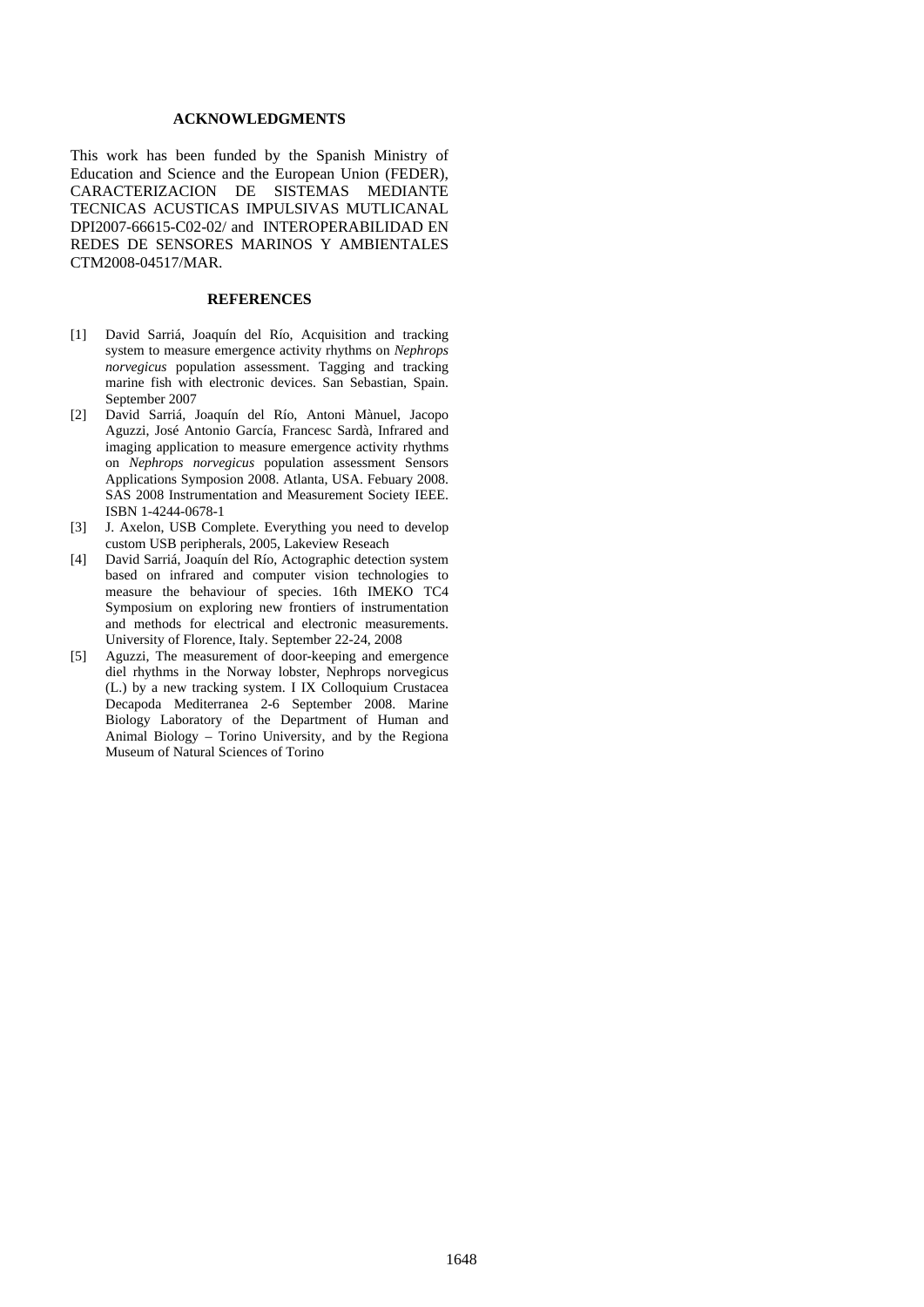## ACKNOWLEDGMENTS

This work has been funded by the Spanish Ministry of Education and Science and the European Union (FEDER), CARACTERIZACION DE SISTEMAS MEDIANTE TECNICAS ACUSTICAS IMPULSIVAS MUTLICANAL DPI2007-66615-C02-02/ and INTEROPERABILIDAD EN REDES DE SENSORES MARINOS Y AMBIENTALES CTM2008-04517/MAR.

## REFERENCES

[1] David Sarriá, Joaquín del Río, Acquisition and tracking system to measure emergence activity rhythms on *Nephrops norvegicus* population assessment. Tagging and tracking marine fish with electronic devices. San Sebastian, Spain. September 2007

[2] David Sarriá, Joaquín del Río, Antoni Mànuel, Jacopo Aguzzi, José Antonio García, Francesc Sardà, Infrared and imaging application to measure emergence activity rhythms on *Nephrops norvegicus* population assessment Sensors Applications Symposion 2008. Atlanta, USA. Febuary 2008. SAS 2008 Instrumentation and Measurement Society IEEE. ISBN 1-4244-0678-1

[3] J. Axelon, USB Complete. Everything you need to develop custom USB peripherals, 2005, Lakeview Reseach

[4] David Sarriá, Joaquín del Río, Actographic detection system based on infrared and computer vision technologies to measure the behaviour of species. 16th IMEKO TC4 Symposium on exploring new frontiers of instrumentation and methods for electrical and electronic measurements. University of Florence, Italy. September 22-24, 2008

[5] Aguzzi, The measurement of door-keeping and emergence diel rhythms in the Norway lobster, Nephrops norvegicus (L.) by a new tracking system. I IX Colloquium Crustacea Decapoda Mediterranea 2-6 September 2008. Marine Biology Laboratory of the Department of Human and Animal Biology – Torino University, and by the Regiona Museum of Natural Sciences of Torino